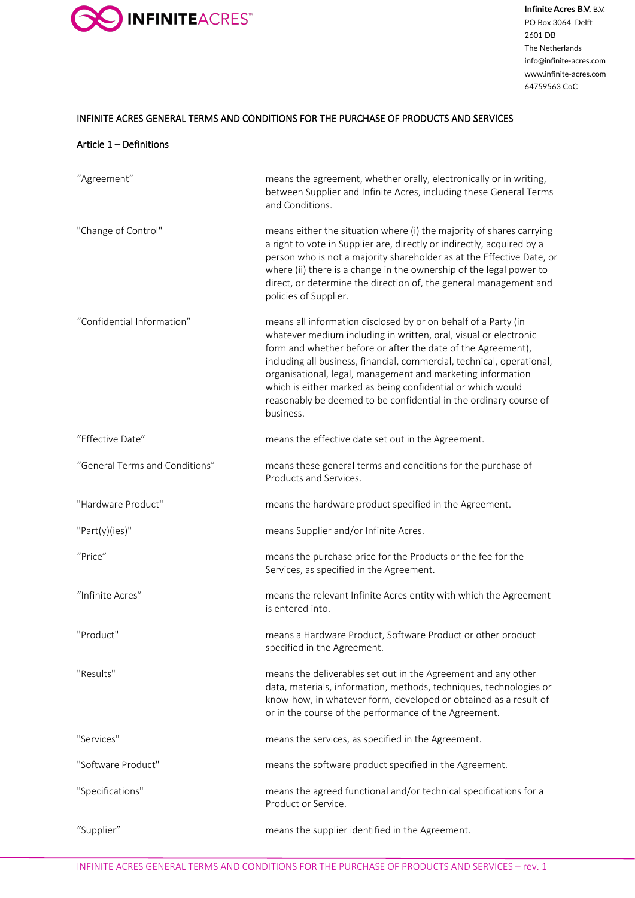Infinite Acres B.V. B.V.
PO Box 3064 Delft
2601 DB
The Netherlands
info@infinite-acres.com
www.infinite-acres.com
64759563 CoC

# INFINITE ACRES GENERAL TERMS AND CONDITIONS FOR THE PURCHASE OF PRODUCTS AND SERVICES

## Article 1 – Definitions

| | |
|---|---|
| "Agreement" | means the agreement, whether orally, electronically or in writing, between Supplier and Infinite Acres, including these General Terms and Conditions. |
| "Change of Control" | means either the situation where (i) the majority of shares carrying a right to vote in Supplier are, directly or indirectly, acquired by a person who is not a majority shareholder as at the Effective Date, or where (ii) there is a change in the ownership of the legal power to direct, or determine the direction of, the general management and policies of Supplier. |
| "Confidential Information" | means all information disclosed by or on behalf of a Party (in whatever medium including in written, oral, visual or electronic form and whether before or after the date of the Agreement), including all business, financial, commercial, technical, operational, organisational, legal, management and marketing information which is either marked as being confidential or which would reasonably be deemed to be confidential in the ordinary course of business. |
| "Effective Date" | means the effective date set out in the Agreement. |
| "General Terms and Conditions" | means these general terms and conditions for the purchase of Products and Services. |
| "Hardware Product" | means the hardware product specified in the Agreement. |
| "Part(y)(ies)" | means Supplier and/or Infinite Acres. |
| "Price" | means the purchase price for the Products or the fee for the Services, as specified in the Agreement. |
| "Infinite Acres" | means the relevant Infinite Acres entity with which the Agreement is entered into. |
| "Product" | means a Hardware Product, Software Product or other product specified in the Agreement. |
| "Results" | means the deliverables set out in the Agreement and any other data, materials, information, methods, techniques, technologies or know-how, in whatever form, developed or obtained as a result of or in the course of the performance of the Agreement. |
| "Services" | means the services, as specified in the Agreement. |
| "Software Product" | means the software product specified in the Agreement. |
| "Specifications" | means the agreed functional and/or technical specifications for a Product or Service. |
| "Supplier" | means the supplier identified in the Agreement. |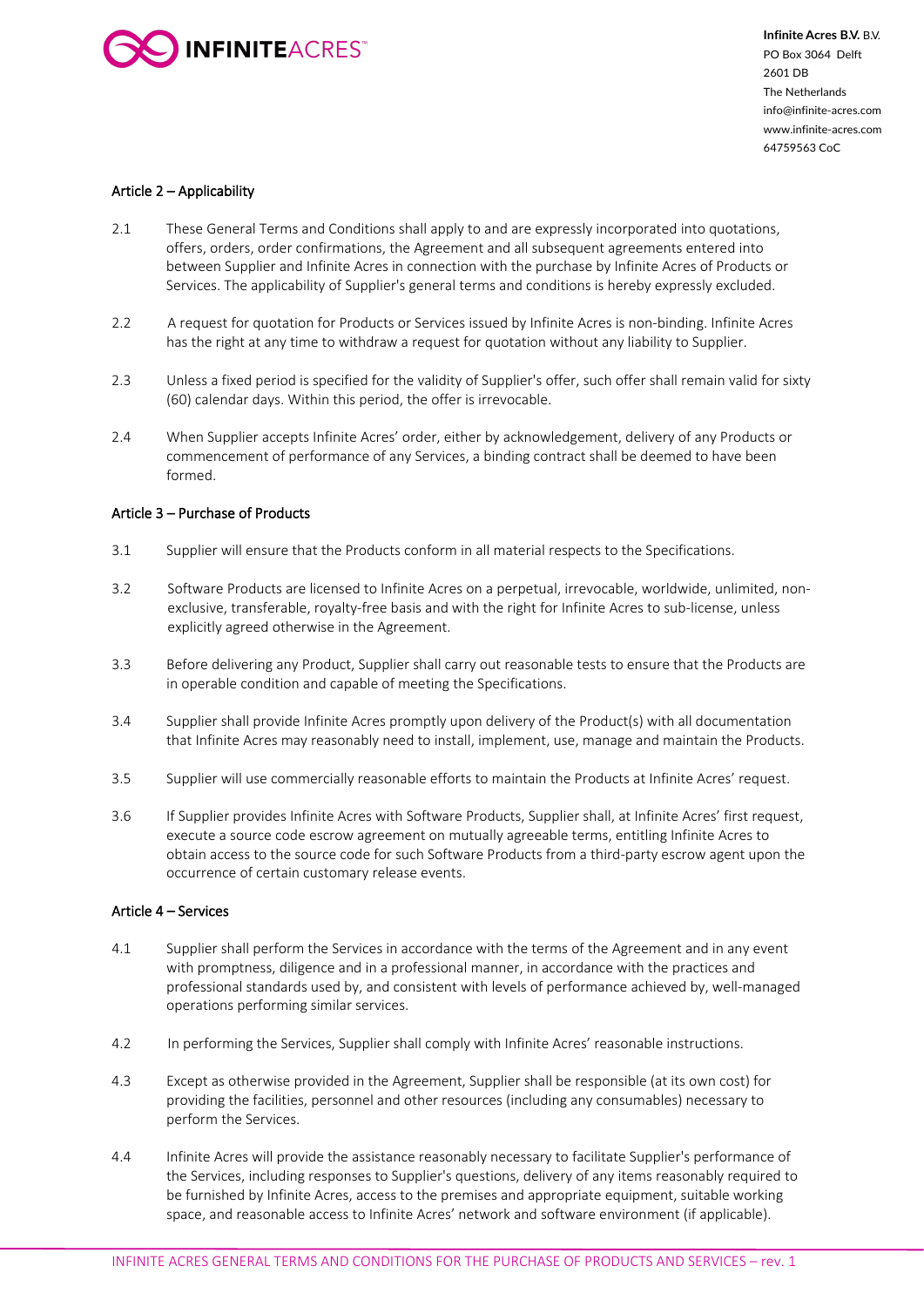## Article 2 – Applicability

2.1 These General Terms and Conditions shall apply to and are expressly incorporated into quotations, offers, orders, order confirmations, the Agreement and all subsequent agreements entered into between Supplier and Infinite Acres in connection with the purchase by Infinite Acres of Products or Services. The applicability of Supplier's general terms and conditions is hereby expressly excluded.

2.2 A request for quotation for Products or Services issued by Infinite Acres is non-binding. Infinite Acres has the right at any time to withdraw a request for quotation without any liability to Supplier.

2.3 Unless a fixed period is specified for the validity of Supplier's offer, such offer shall remain valid for sixty (60) calendar days. Within this period, the offer is irrevocable.

2.4 When Supplier accepts Infinite Acres' order, either by acknowledgement, delivery of any Products or commencement of performance of any Services, a binding contract shall be deemed to have been formed.

## Article 3 – Purchase of Products

3.1 Supplier will ensure that the Products conform in all material respects to the Specifications.

3.2 Software Products are licensed to Infinite Acres on a perpetual, irrevocable, worldwide, unlimited, non-exclusive, transferable, royalty-free basis and with the right for Infinite Acres to sub-license, unless explicitly agreed otherwise in the Agreement.

3.3 Before delivering any Product, Supplier shall carry out reasonable tests to ensure that the Products are in operable condition and capable of meeting the Specifications.

3.4 Supplier shall provide Infinite Acres promptly upon delivery of the Product(s) with all documentation that Infinite Acres may reasonably need to install, implement, use, manage and maintain the Products.

3.5 Supplier will use commercially reasonable efforts to maintain the Products at Infinite Acres' request.

3.6 If Supplier provides Infinite Acres with Software Products, Supplier shall, at Infinite Acres' first request, execute a source code escrow agreement on mutually agreeable terms, entitling Infinite Acres to obtain access to the source code for such Software Products from a third-party escrow agent upon the occurrence of certain customary release events.

## Article 4 – Services

4.1 Supplier shall perform the Services in accordance with the terms of the Agreement and in any event with promptness, diligence and in a professional manner, in accordance with the practices and professional standards used by, and consistent with levels of performance achieved by, well-managed operations performing similar services.

4.2 In performing the Services, Supplier shall comply with Infinite Acres' reasonable instructions.

4.3 Except as otherwise provided in the Agreement, Supplier shall be responsible (at its own cost) for providing the facilities, personnel and other resources (including any consumables) necessary to perform the Services.

4.4 Infinite Acres will provide the assistance reasonably necessary to facilitate Supplier's performance of the Services, including responses to Supplier's questions, delivery of any items reasonably required to be furnished by Infinite Acres, access to the premises and appropriate equipment, suitable working space, and reasonable access to Infinite Acres' network and software environment (if applicable).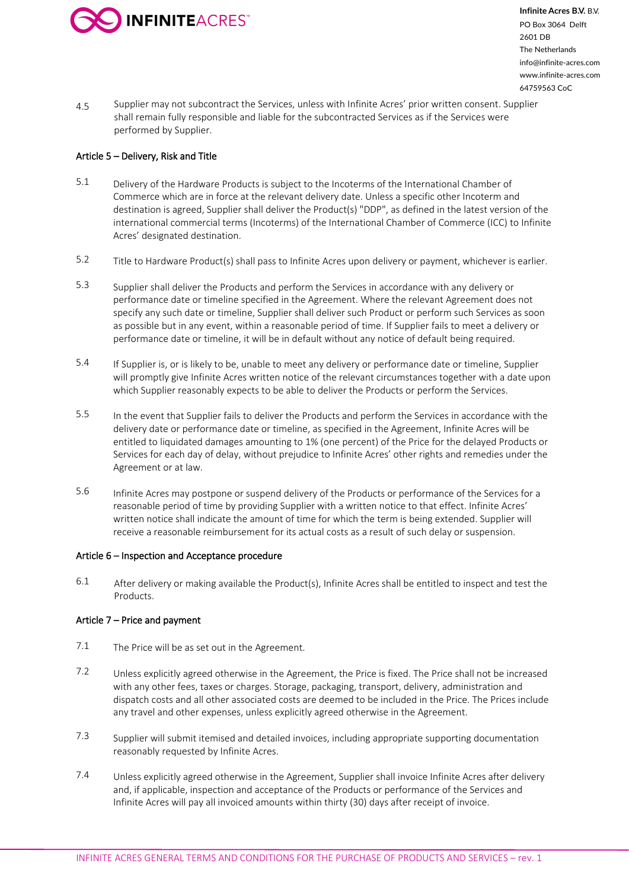4.5 Supplier may not subcontract the Services, unless with Infinite Acres' prior written consent. Supplier shall remain fully responsible and liable for the subcontracted Services as if the Services were performed by Supplier.

### Article 5 – Delivery, Risk and Title

5.1 Delivery of the Hardware Products is subject to the Incoterms of the International Chamber of Commerce which are in force at the relevant delivery date. Unless a specific other Incoterm and destination is agreed, Supplier shall deliver the Product(s) "DDP", as defined in the latest version of the international commercial terms (Incoterms) of the International Chamber of Commerce (ICC) to Infinite Acres' designated destination.

5.2 Title to Hardware Product(s) shall pass to Infinite Acres upon delivery or payment, whichever is earlier.

5.3 Supplier shall deliver the Products and perform the Services in accordance with any delivery or performance date or timeline specified in the Agreement. Where the relevant Agreement does not specify any such date or timeline, Supplier shall deliver such Product or perform such Services as soon as possible but in any event, within a reasonable period of time. If Supplier fails to meet a delivery or performance date or timeline, it will be in default without any notice of default being required.

5.4 If Supplier is, or is likely to be, unable to meet any delivery or performance date or timeline, Supplier will promptly give Infinite Acres written notice of the relevant circumstances together with a date upon which Supplier reasonably expects to be able to deliver the Products or perform the Services.

5.5 In the event that Supplier fails to deliver the Products and perform the Services in accordance with the delivery date or performance date or timeline, as specified in the Agreement, Infinite Acres will be entitled to liquidated damages amounting to 1% (one percent) of the Price for the delayed Products or Services for each day of delay, without prejudice to Infinite Acres' other rights and remedies under the Agreement or at law.

5.6 Infinite Acres may postpone or suspend delivery of the Products or performance of the Services for a reasonable period of time by providing Supplier with a written notice to that effect. Infinite Acres' written notice shall indicate the amount of time for which the term is being extended. Supplier will receive a reasonable reimbursement for its actual costs as a result of such delay or suspension.

### Article 6 – Inspection and Acceptance procedure

6.1 After delivery or making available the Product(s), Infinite Acres shall be entitled to inspect and test the Products.

### Article 7 – Price and payment

7.1 The Price will be as set out in the Agreement.

7.2 Unless explicitly agreed otherwise in the Agreement, the Price is fixed. The Price shall not be increased with any other fees, taxes or charges. Storage, packaging, transport, delivery, administration and dispatch costs and all other associated costs are deemed to be included in the Price. The Prices include any travel and other expenses, unless explicitly agreed otherwise in the Agreement.

7.3 Supplier will submit itemised and detailed invoices, including appropriate supporting documentation reasonably requested by Infinite Acres.

7.4 Unless explicitly agreed otherwise in the Agreement, Supplier shall invoice Infinite Acres after delivery and, if applicable, inspection and acceptance of the Products or performance of the Services and Infinite Acres will pay all invoiced amounts within thirty (30) days after receipt of invoice.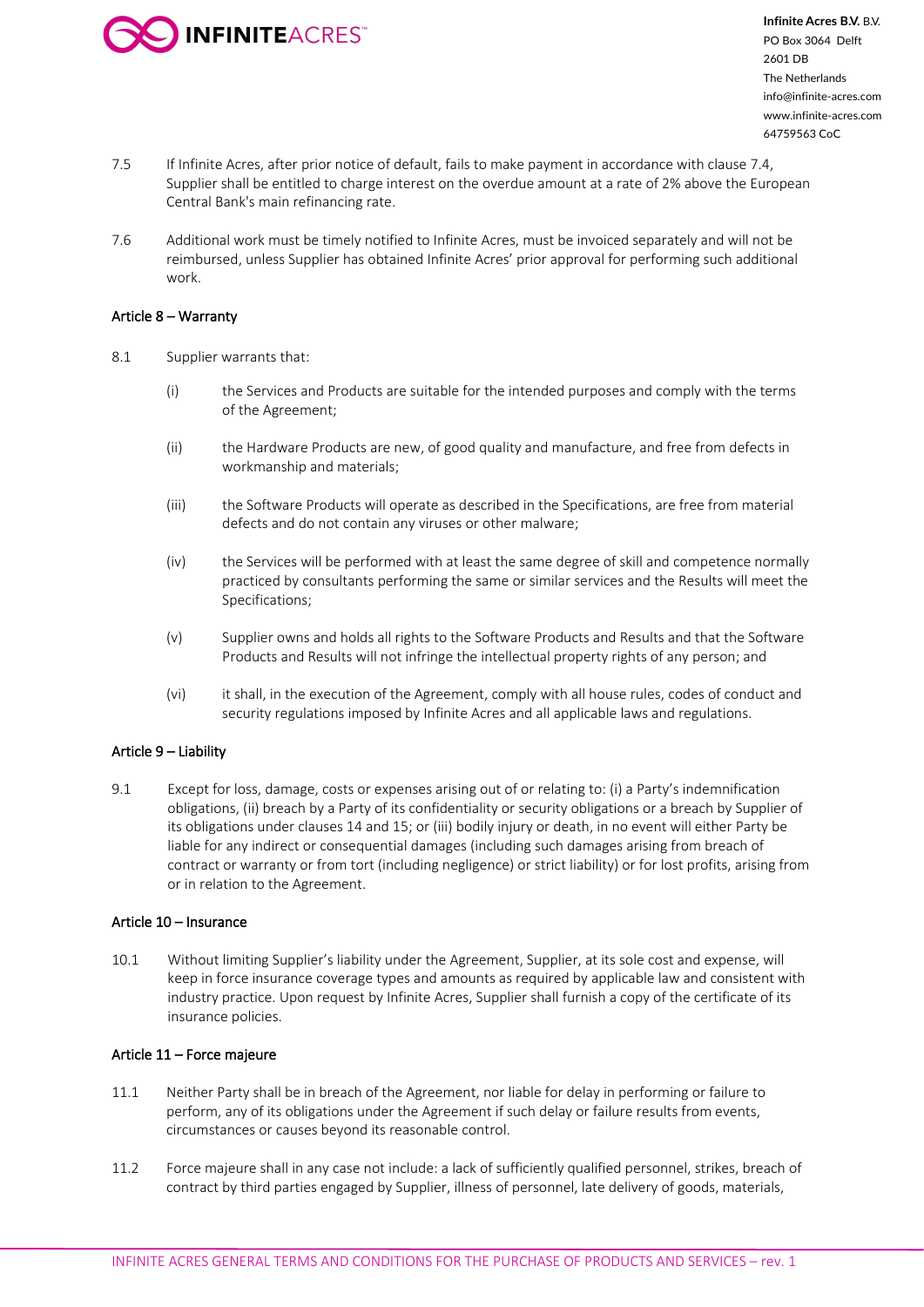7.5 If Infinite Acres, after prior notice of default, fails to make payment in accordance with clause 7.4, Supplier shall be entitled to charge interest on the overdue amount at a rate of 2% above the European Central Bank's main refinancing rate.

7.6 Additional work must be timely notified to Infinite Acres, must be invoiced separately and will not be reimbursed, unless Supplier has obtained Infinite Acres' prior approval for performing such additional work.

## Article 8 – Warranty

8.1 Supplier warrants that:

(i) the Services and Products are suitable for the intended purposes and comply with the terms of the Agreement;

(ii) the Hardware Products are new, of good quality and manufacture, and free from defects in workmanship and materials;

(iii) the Software Products will operate as described in the Specifications, are free from material defects and do not contain any viruses or other malware;

(iv) the Services will be performed with at least the same degree of skill and competence normally practiced by consultants performing the same or similar services and the Results will meet the Specifications;

(v) Supplier owns and holds all rights to the Software Products and Results and that the Software Products and Results will not infringe the intellectual property rights of any person; and

(vi) it shall, in the execution of the Agreement, comply with all house rules, codes of conduct and security regulations imposed by Infinite Acres and all applicable laws and regulations.

## Article 9 – Liability

9.1 Except for loss, damage, costs or expenses arising out of or relating to: (i) a Party's indemnification obligations, (ii) breach by a Party of its confidentiality or security obligations or a breach by Supplier of its obligations under clauses 14 and 15; or (iii) bodily injury or death, in no event will either Party be liable for any indirect or consequential damages (including such damages arising from breach of contract or warranty or from tort (including negligence) or strict liability) or for lost profits, arising from or in relation to the Agreement.

## Article 10 – Insurance

10.1 Without limiting Supplier's liability under the Agreement, Supplier, at its sole cost and expense, will keep in force insurance coverage types and amounts as required by applicable law and consistent with industry practice. Upon request by Infinite Acres, Supplier shall furnish a copy of the certificate of its insurance policies.

## Article 11 – Force majeure

11.1 Neither Party shall be in breach of the Agreement, nor liable for delay in performing or failure to perform, any of its obligations under the Agreement if such delay or failure results from events, circumstances or causes beyond its reasonable control.

11.2 Force majeure shall in any case not include: a lack of sufficiently qualified personnel, strikes, breach of contract by third parties engaged by Supplier, illness of personnel, late delivery of goods, materials,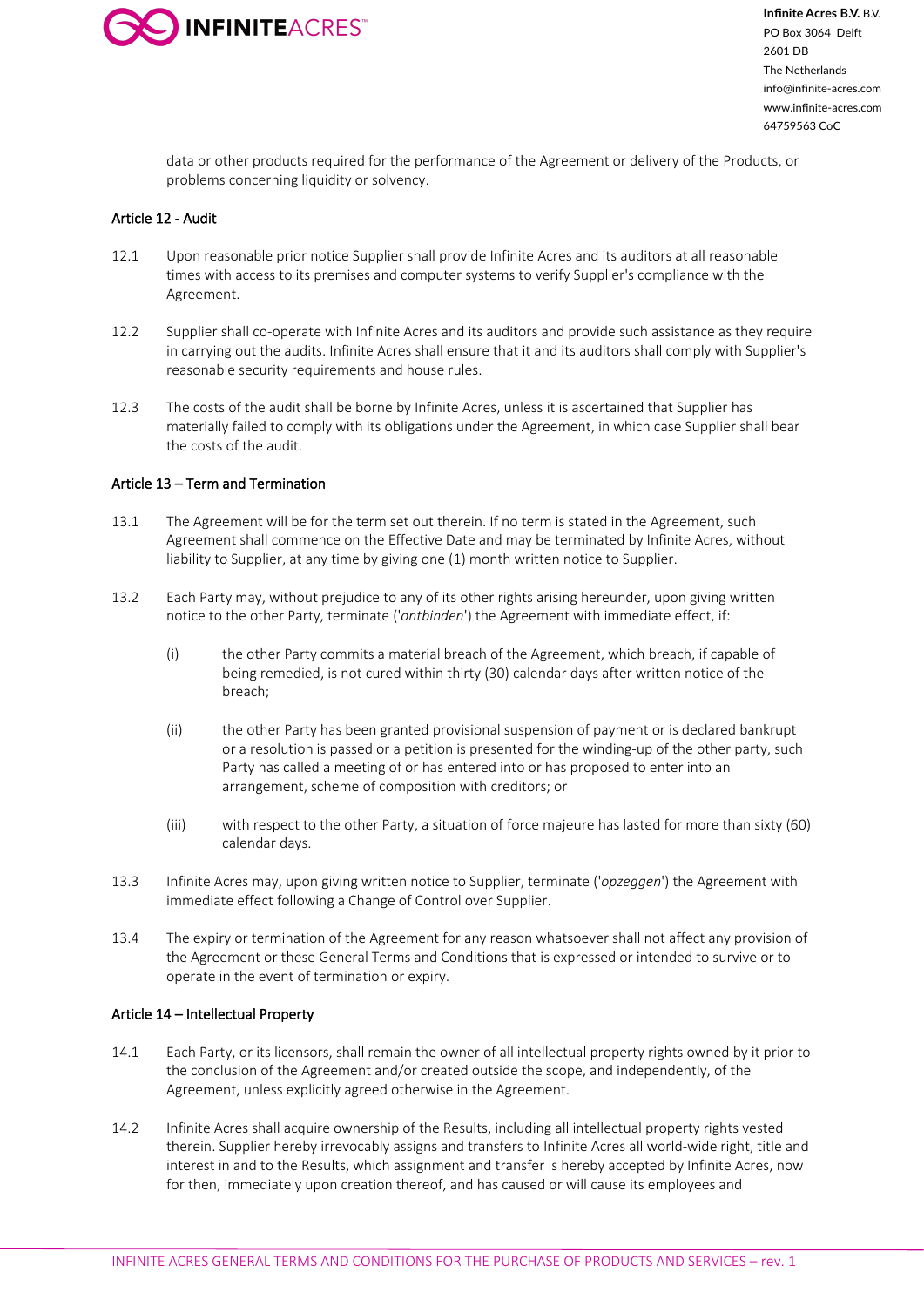data or other products required for the performance of the Agreement or delivery of the Products, or problems concerning liquidity or solvency.

## Article 12 - Audit

12.1 Upon reasonable prior notice Supplier shall provide Infinite Acres and its auditors at all reasonable times with access to its premises and computer systems to verify Supplier's compliance with the Agreement.

12.2 Supplier shall co-operate with Infinite Acres and its auditors and provide such assistance as they require in carrying out the audits. Infinite Acres shall ensure that it and its auditors shall comply with Supplier's reasonable security requirements and house rules.

12.3 The costs of the audit shall be borne by Infinite Acres, unless it is ascertained that Supplier has materially failed to comply with its obligations under the Agreement, in which case Supplier shall bear the costs of the audit.

## Article 13 – Term and Termination

13.1 The Agreement will be for the term set out therein. If no term is stated in the Agreement, such Agreement shall commence on the Effective Date and may be terminated by Infinite Acres, without liability to Supplier, at any time by giving one (1) month written notice to Supplier.

13.2 Each Party may, without prejudice to any of its other rights arising hereunder, upon giving written notice to the other Party, terminate ('*ontbinden*') the Agreement with immediate effect, if:

(i) the other Party commits a material breach of the Agreement, which breach, if capable of being remedied, is not cured within thirty (30) calendar days after written notice of the breach;

(ii) the other Party has been granted provisional suspension of payment or is declared bankrupt or a resolution is passed or a petition is presented for the winding-up of the other party, such Party has called a meeting of or has entered into or has proposed to enter into an arrangement, scheme of composition with creditors; or

(iii) with respect to the other Party, a situation of force majeure has lasted for more than sixty (60) calendar days.

13.3 Infinite Acres may, upon giving written notice to Supplier, terminate ('*opzeggen*') the Agreement with immediate effect following a Change of Control over Supplier.

13.4 The expiry or termination of the Agreement for any reason whatsoever shall not affect any provision of the Agreement or these General Terms and Conditions that is expressed or intended to survive or to operate in the event of termination or expiry.

## Article 14 – Intellectual Property

14.1 Each Party, or its licensors, shall remain the owner of all intellectual property rights owned by it prior to the conclusion of the Agreement and/or created outside the scope, and independently, of the Agreement, unless explicitly agreed otherwise in the Agreement.

14.2 Infinite Acres shall acquire ownership of the Results, including all intellectual property rights vested therein. Supplier hereby irrevocably assigns and transfers to Infinite Acres all world-wide right, title and interest in and to the Results, which assignment and transfer is hereby accepted by Infinite Acres, now for then, immediately upon creation thereof, and has caused or will cause its employees and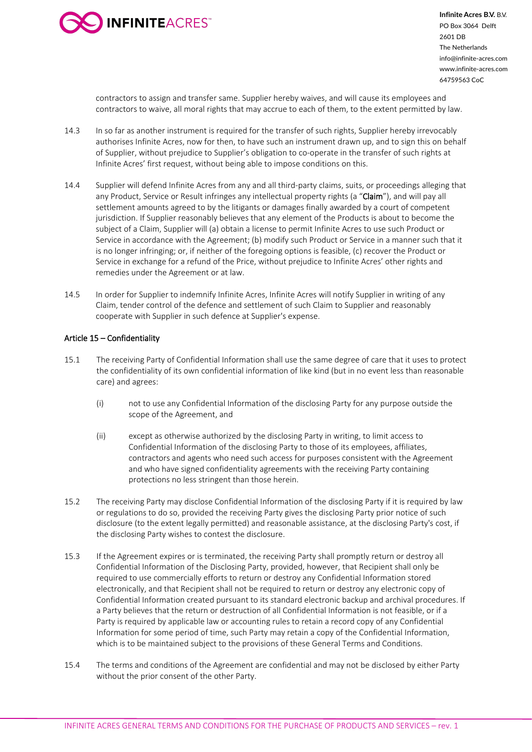contractors to assign and transfer same. Supplier hereby waives, and will cause its employees and contractors to waive, all moral rights that may accrue to each of them, to the extent permitted by law.

14.3 In so far as another instrument is required for the transfer of such rights, Supplier hereby irrevocably authorises Infinite Acres, now for then, to have such an instrument drawn up, and to sign this on behalf of Supplier, without prejudice to Supplier's obligation to co-operate in the transfer of such rights at Infinite Acres' first request, without being able to impose conditions on this.

14.4 Supplier will defend Infinite Acres from any and all third-party claims, suits, or proceedings alleging that any Product, Service or Result infringes any intellectual property rights (a "**Claim**"), and will pay all settlement amounts agreed to by the litigants or damages finally awarded by a court of competent jurisdiction. If Supplier reasonably believes that any element of the Products is about to become the subject of a Claim, Supplier will (a) obtain a license to permit Infinite Acres to use such Product or Service in accordance with the Agreement; (b) modify such Product or Service in a manner such that it is no longer infringing; or, if neither of the foregoing options is feasible, (c) recover the Product or Service in exchange for a refund of the Price, without prejudice to Infinite Acres' other rights and remedies under the Agreement or at law.

14.5 In order for Supplier to indemnify Infinite Acres, Infinite Acres will notify Supplier in writing of any Claim, tender control of the defence and settlement of such Claim to Supplier and reasonably cooperate with Supplier in such defence at Supplier's expense.

## Article 15 – Confidentiality

15.1 The receiving Party of Confidential Information shall use the same degree of care that it uses to protect the confidentiality of its own confidential information of like kind (but in no event less than reasonable care) and agrees:

(i) not to use any Confidential Information of the disclosing Party for any purpose outside the scope of the Agreement, and

(ii) except as otherwise authorized by the disclosing Party in writing, to limit access to Confidential Information of the disclosing Party to those of its employees, affiliates, contractors and agents who need such access for purposes consistent with the Agreement and who have signed confidentiality agreements with the receiving Party containing protections no less stringent than those herein.

15.2 The receiving Party may disclose Confidential Information of the disclosing Party if it is required by law or regulations to do so, provided the receiving Party gives the disclosing Party prior notice of such disclosure (to the extent legally permitted) and reasonable assistance, at the disclosing Party's cost, if the disclosing Party wishes to contest the disclosure.

15.3 If the Agreement expires or is terminated, the receiving Party shall promptly return or destroy all Confidential Information of the Disclosing Party, provided, however, that Recipient shall only be required to use commercially efforts to return or destroy any Confidential Information stored electronically, and that Recipient shall not be required to return or destroy any electronic copy of Confidential Information created pursuant to its standard electronic backup and archival procedures. If a Party believes that the return or destruction of all Confidential Information is not feasible, or if a Party is required by applicable law or accounting rules to retain a record copy of any Confidential Information for some period of time, such Party may retain a copy of the Confidential Information, which is to be maintained subject to the provisions of these General Terms and Conditions.

15.4 The terms and conditions of the Agreement are confidential and may not be disclosed by either Party without the prior consent of the other Party.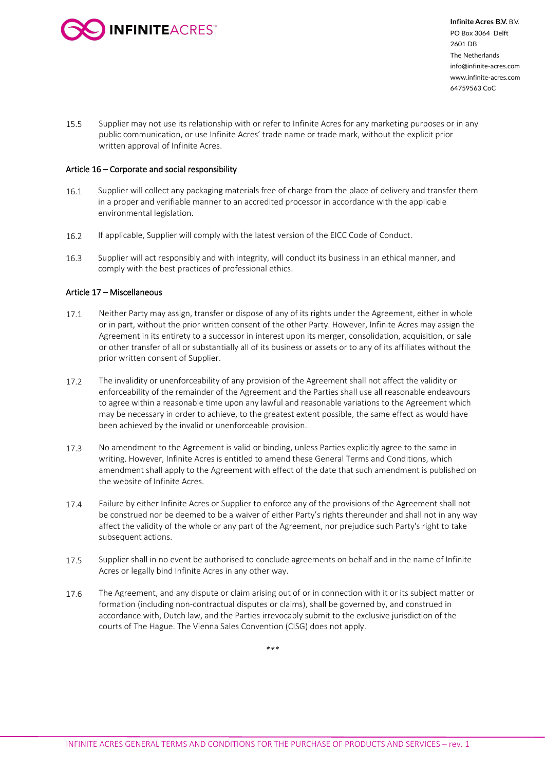15.5 Supplier may not use its relationship with or refer to Infinite Acres for any marketing purposes or in any public communication, or use Infinite Acres' trade name or trade mark, without the explicit prior written approval of Infinite Acres.

### Article 16 – Corporate and social responsibility

16.1 Supplier will collect any packaging materials free of charge from the place of delivery and transfer them in a proper and verifiable manner to an accredited processor in accordance with the applicable environmental legislation.

16.2 If applicable, Supplier will comply with the latest version of the EICC Code of Conduct.

16.3 Supplier will act responsibly and with integrity, will conduct its business in an ethical manner, and comply with the best practices of professional ethics.

### Article 17 – Miscellaneous

17.1 Neither Party may assign, transfer or dispose of any of its rights under the Agreement, either in whole or in part, without the prior written consent of the other Party. However, Infinite Acres may assign the Agreement in its entirety to a successor in interest upon its merger, consolidation, acquisition, or sale or other transfer of all or substantially all of its business or assets or to any of its affiliates without the prior written consent of Supplier.

17.2 The invalidity or unenforceability of any provision of the Agreement shall not affect the validity or enforceability of the remainder of the Agreement and the Parties shall use all reasonable endeavours to agree within a reasonable time upon any lawful and reasonable variations to the Agreement which may be necessary in order to achieve, to the greatest extent possible, the same effect as would have been achieved by the invalid or unenforceable provision.

17.3 No amendment to the Agreement is valid or binding, unless Parties explicitly agree to the same in writing. However, Infinite Acres is entitled to amend these General Terms and Conditions, which amendment shall apply to the Agreement with effect of the date that such amendment is published on the website of Infinite Acres.

17.4 Failure by either Infinite Acres or Supplier to enforce any of the provisions of the Agreement shall not be construed nor be deemed to be a waiver of either Party's rights thereunder and shall not in any way affect the validity of the whole or any part of the Agreement, nor prejudice such Party's right to take subsequent actions.

17.5 Supplier shall in no event be authorised to conclude agreements on behalf and in the name of Infinite Acres or legally bind Infinite Acres in any other way.

17.6 The Agreement, and any dispute or claim arising out of or in connection with it or its subject matter or formation (including non-contractual disputes or claims), shall be governed by, and construed in accordance with, Dutch law, and the Parties irrevocably submit to the exclusive jurisdiction of the courts of The Hague. The Vienna Sales Convention (CISG) does not apply.

***